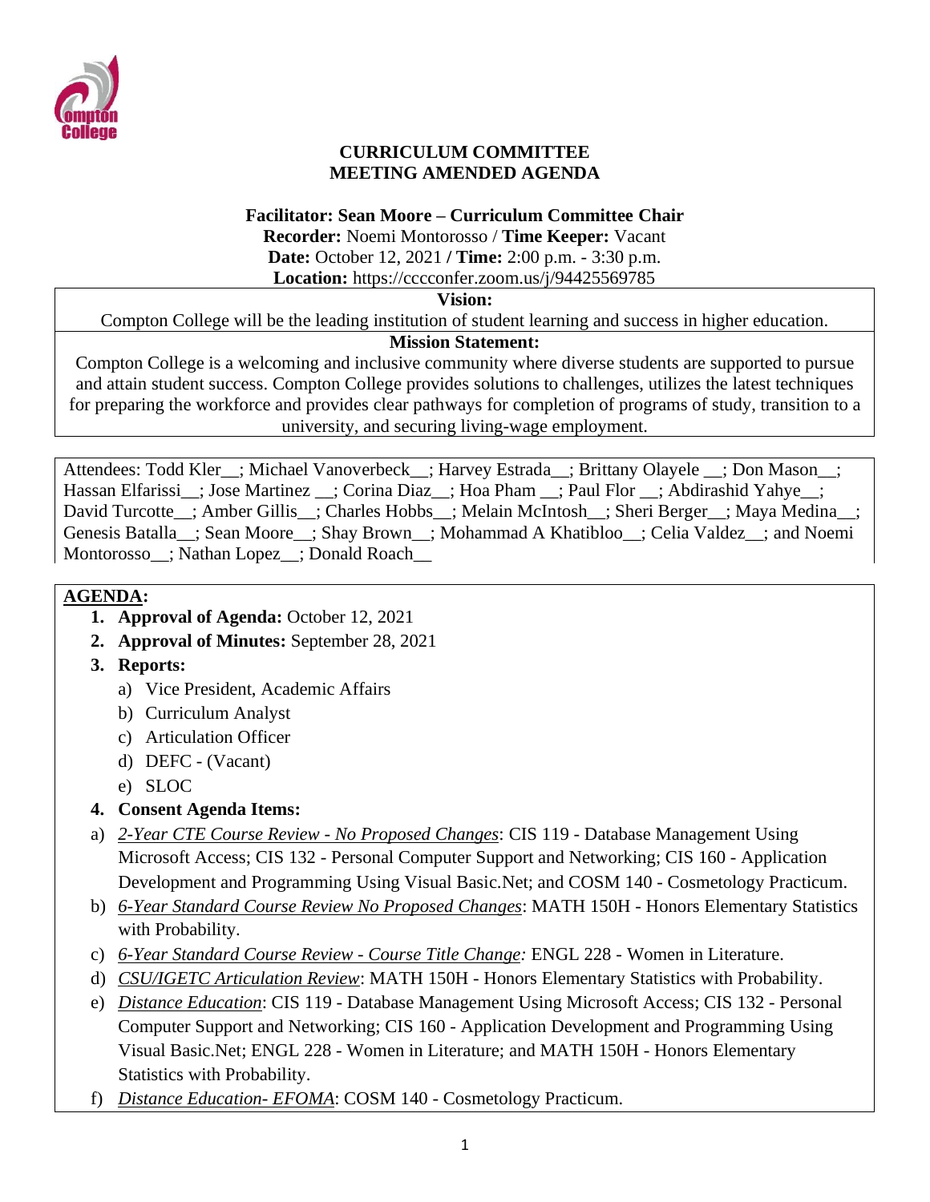# CURRICULUM COMMITTEE
# MEETING AMENDED AGENDA

**Facilitator: Sean Moore – Curriculum Committee Chair**
**Recorder:** Noemi Montorosso / **Time Keeper:** Vacant
**Date:** October 12, 2021 **/ Time:** 2:00 p.m. - 3:30 p.m.
**Location:** https://cccconfer.zoom.us/j/94425569785

**Vision:**
Compton College will be the leading institution of student learning and success in higher education.

**Mission Statement:**
Compton College is a welcoming and inclusive community where diverse students are supported to pursue and attain student success. Compton College provides solutions to challenges, utilizes the latest techniques for preparing the workforce and provides clear pathways for completion of programs of study, transition to a university, and securing living-wage employment.

Attendees: Todd Kler__; Michael Vanoverbeck__; Harvey Estrada__; Brittany Olayele __; Don Mason__; Hassan Elfarissi__; Jose Martinez __; Corina Diaz__; Hoa Pham __; Paul Flor __; Abdirashid Yahye__; David Turcotte__; Amber Gillis__; Charles Hobbs__; Melain McIntosh__; Sheri Berger__; Maya Medina__; Genesis Batalla__; Sean Moore__; Shay Brown__; Mohammad A Khatibloo__; Celia Valdez__; and Noemi Montorosso__; Nathan Lopez__; Donald Roach__

## AGENDA:

1. **Approval of Agenda:** October 12, 2021
2. **Approval of Minutes:** September 28, 2021
3. **Reports:**
   a) Vice President, Academic Affairs
   b) Curriculum Analyst
   c) Articulation Officer
   d) DEFC - (Vacant)
   e) SLOC
4. **Consent Agenda Items:**

a) *2-Year CTE Course Review - No Proposed Changes*: CIS 119 - Database Management Using Microsoft Access; CIS 132 - Personal Computer Support and Networking; CIS 160 - Application Development and Programming Using Visual Basic.Net; and COSM 140 - Cosmetology Practicum.

b) *6-Year Standard Course Review No Proposed Changes*: MATH 150H - Honors Elementary Statistics with Probability.

c) *6-Year Standard Course Review - Course Title Change:* ENGL 228 - Women in Literature.

d) *CSU/IGETC Articulation Review*: MATH 150H - Honors Elementary Statistics with Probability.

e) *Distance Education*: CIS 119 - Database Management Using Microsoft Access; CIS 132 - Personal Computer Support and Networking; CIS 160 - Application Development and Programming Using Visual Basic.Net; ENGL 228 - Women in Literature; and MATH 150H - Honors Elementary Statistics with Probability.

f) *Distance Education- EFOMA*: COSM 140 - Cosmetology Practicum.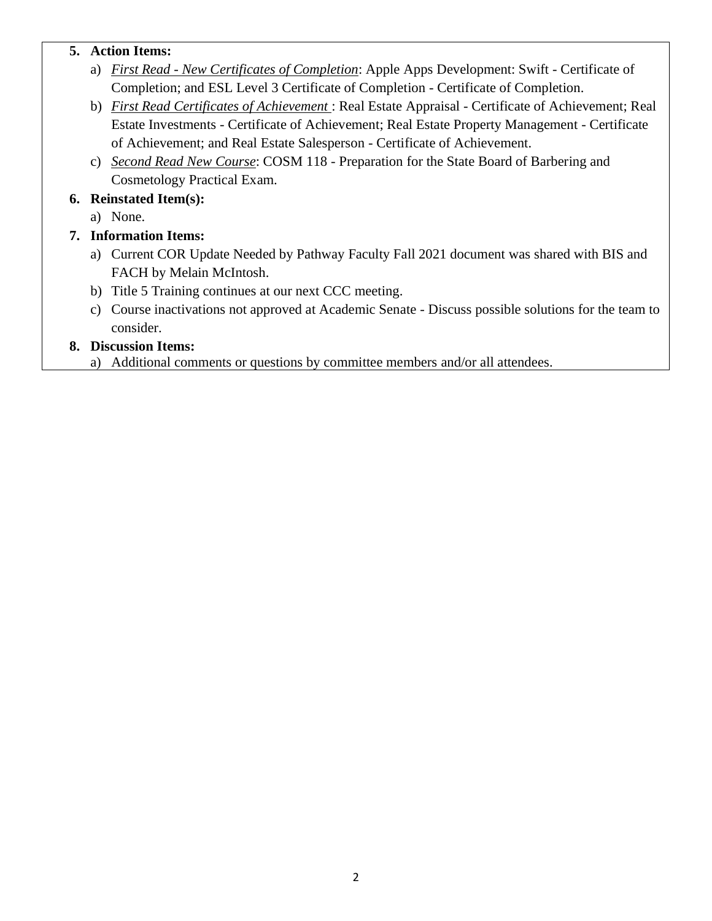5. **Action Items:**
    a) *First Read - New Certificates of Completion*: Apple Apps Development: Swift - Certificate of Completion; and ESL Level 3 Certificate of Completion - Certificate of Completion.
    b) *First Read Certificates of Achievement* : Real Estate Appraisal - Certificate of Achievement; Real Estate Investments - Certificate of Achievement; Real Estate Property Management - Certificate of Achievement; and Real Estate Salesperson - Certificate of Achievement.
    c) *Second Read New Course*: COSM 118 - Preparation for the State Board of Barbering and Cosmetology Practical Exam.
6. **Reinstated Item(s):**
    a) None.
7. **Information Items:**
    a) Current COR Update Needed by Pathway Faculty Fall 2021 document was shared with BIS and FACH by Melain McIntosh.
    b) Title 5 Training continues at our next CCC meeting.
    c) Course inactivations not approved at Academic Senate - Discuss possible solutions for the team to consider.
8. **Discussion Items:**
    a) Additional comments or questions by committee members and/or all attendees.